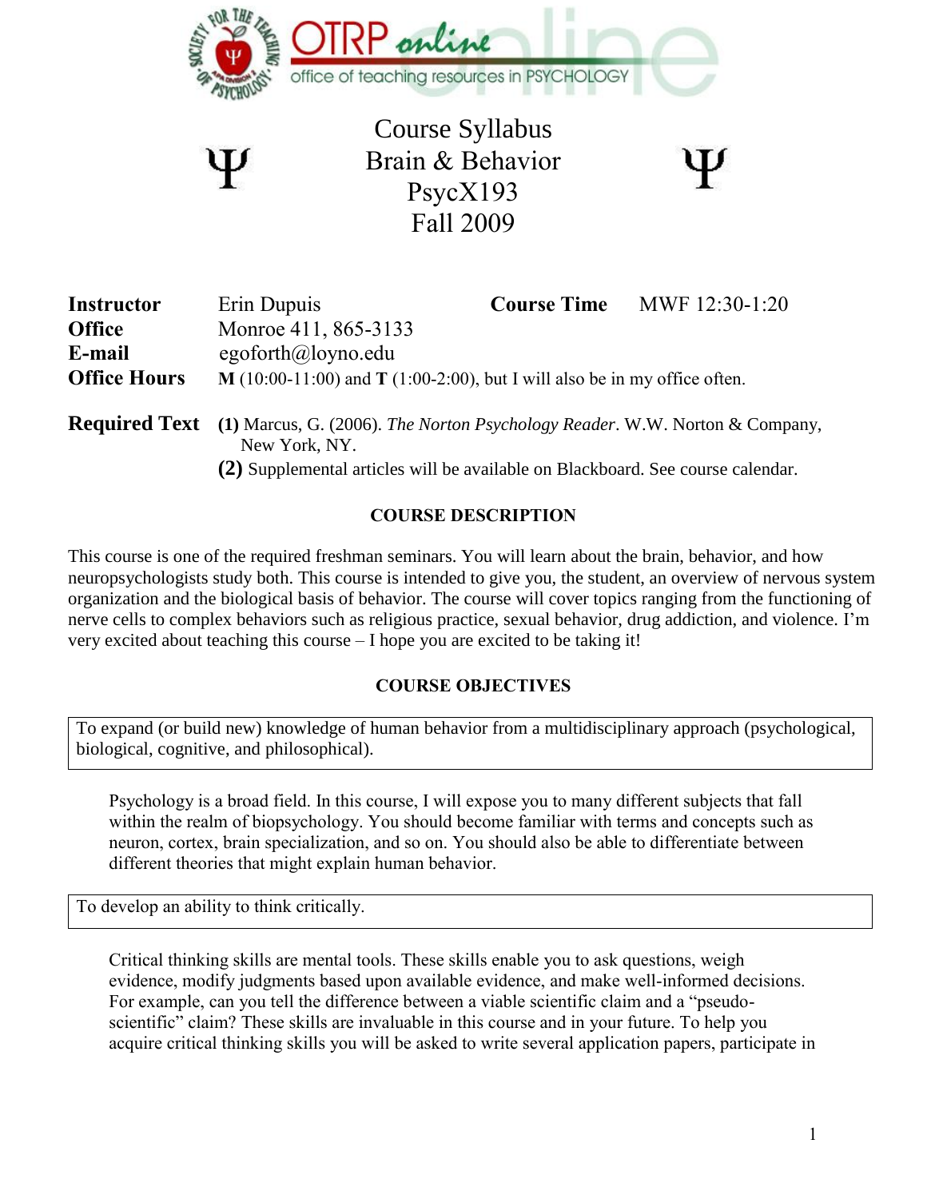# Course Syllabus
# Brain & Behavior
# PsycX193
# Fall 2009

| | | | |
|---|---|---|---|
| **Instructor** | Erin Dupuis | **Course Time** | MWF 12:30-1:20 |
| **Office** | Monroe 411, 865-3133 | | |
| **E-mail** | egoforth@loyno.edu | | |
| **Office Hours** | **M** (10:00-11:00) and **T** (1:00-2:00), but I will also be in my office often. | | |

**Required Text**
**(1)** Marcus, G. (2006). *The Norton Psychology Reader*. W.W. Norton & Company, New York, NY.
**(2)** Supplemental articles will be available on Blackboard. See course calendar.

## COURSE DESCRIPTION

This course is one of the required freshman seminars. You will learn about the brain, behavior, and how neuropsychologists study both. This course is intended to give you, the student, an overview of nervous system organization and the biological basis of behavior. The course will cover topics ranging from the functioning of nerve cells to complex behaviors such as religious practice, sexual behavior, drug addiction, and violence. I'm very excited about teaching this course – I hope you are excited to be taking it!

## COURSE OBJECTIVES

To expand (or build new) knowledge of human behavior from a multidisciplinary approach (psychological, biological, cognitive, and philosophical).

Psychology is a broad field. In this course, I will expose you to many different subjects that fall within the realm of biopsychology. You should become familiar with terms and concepts such as neuron, cortex, brain specialization, and so on. You should also be able to differentiate between different theories that might explain human behavior.

To develop an ability to think critically.

Critical thinking skills are mental tools. These skills enable you to ask questions, weigh evidence, modify judgments based upon available evidence, and make well-informed decisions. For example, can you tell the difference between a viable scientific claim and a "pseudo-scientific" claim? These skills are invaluable in this course and in your future. To help you acquire critical thinking skills you will be asked to write several application papers, participate in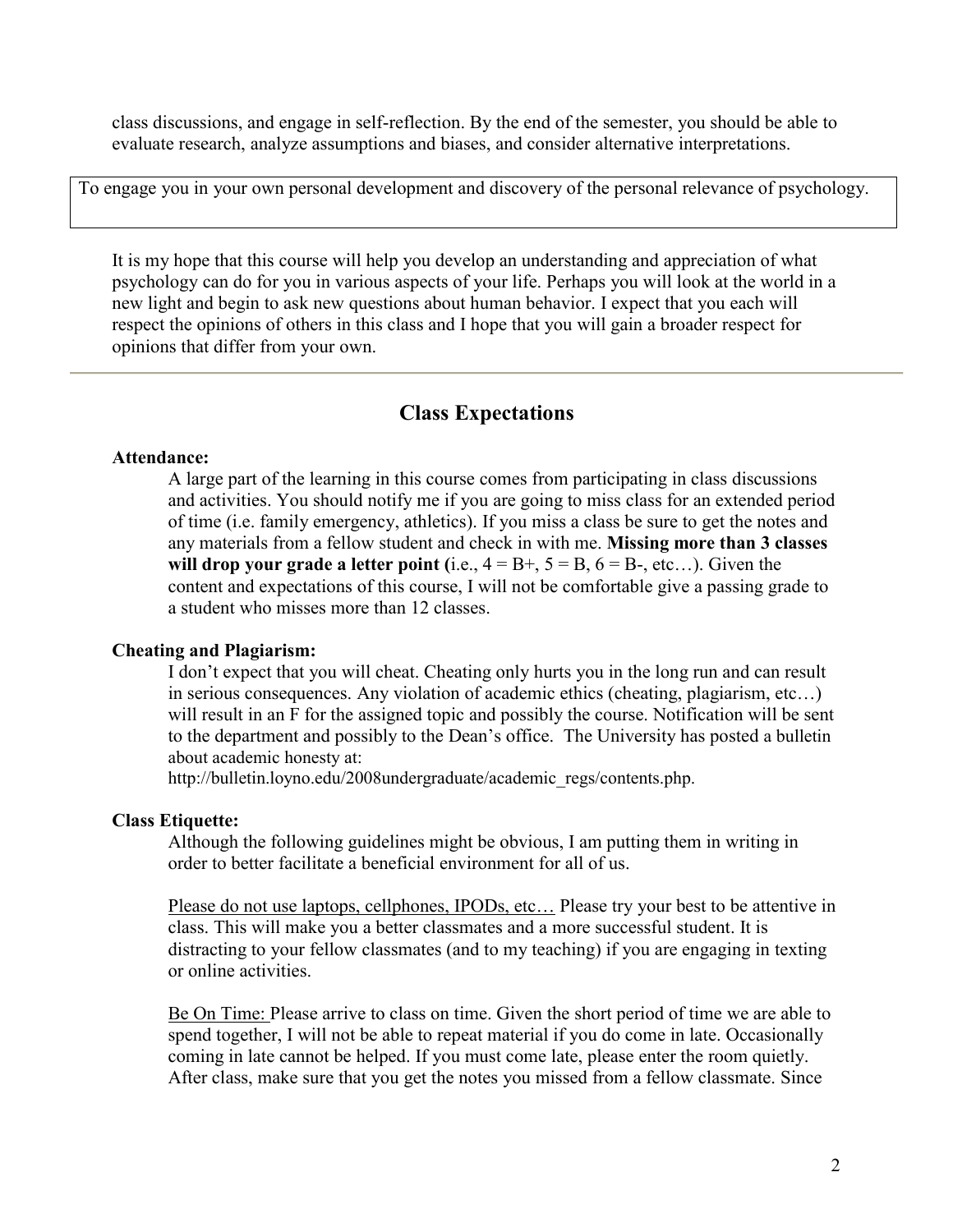class discussions, and engage in self-reflection. By the end of the semester, you should be able to evaluate research, analyze assumptions and biases, and consider alternative interpretations.

To engage you in your own personal development and discovery of the personal relevance of psychology.

It is my hope that this course will help you develop an understanding and appreciation of what psychology can do for you in various aspects of your life. Perhaps you will look at the world in a new light and begin to ask new questions about human behavior. I expect that you each will respect the opinions of others in this class and I hope that you will gain a broader respect for opinions that differ from your own.

---

## Class Expectations

**Attendance:**

A large part of the learning in this course comes from participating in class discussions and activities. You should notify me if you are going to miss class for an extended period of time (i.e. family emergency, athletics). If you miss a class be sure to get the notes and any materials from a fellow student and check in with me. **Missing more than 3 classes will drop your grade a letter point (**i.e., 4 = B+, 5 = B, 6 = B-, etc…). Given the content and expectations of this course, I will not be comfortable give a passing grade to a student who misses more than 12 classes.

**Cheating and Plagiarism:**

I don't expect that you will cheat. Cheating only hurts you in the long run and can result in serious consequences. Any violation of academic ethics (cheating, plagiarism, etc…) will result in an F for the assigned topic and possibly the course. Notification will be sent to the department and possibly to the Dean's office. The University has posted a bulletin about academic honesty at:
http://bulletin.loyno.edu/2008undergraduate/academic_regs/contents.php.

**Class Etiquette:**

Although the following guidelines might be obvious, I am putting them in writing in order to better facilitate a beneficial environment for all of us.

Please do not use laptops, cellphones, IPODs, etc… Please try your best to be attentive in class. This will make you a better classmates and a more successful student. It is distracting to your fellow classmates (and to my teaching) if you are engaging in texting or online activities.

Be On Time: Please arrive to class on time. Given the short period of time we are able to spend together, I will not be able to repeat material if you do come in late. Occasionally coming in late cannot be helped. If you must come late, please enter the room quietly. After class, make sure that you get the notes you missed from a fellow classmate. Since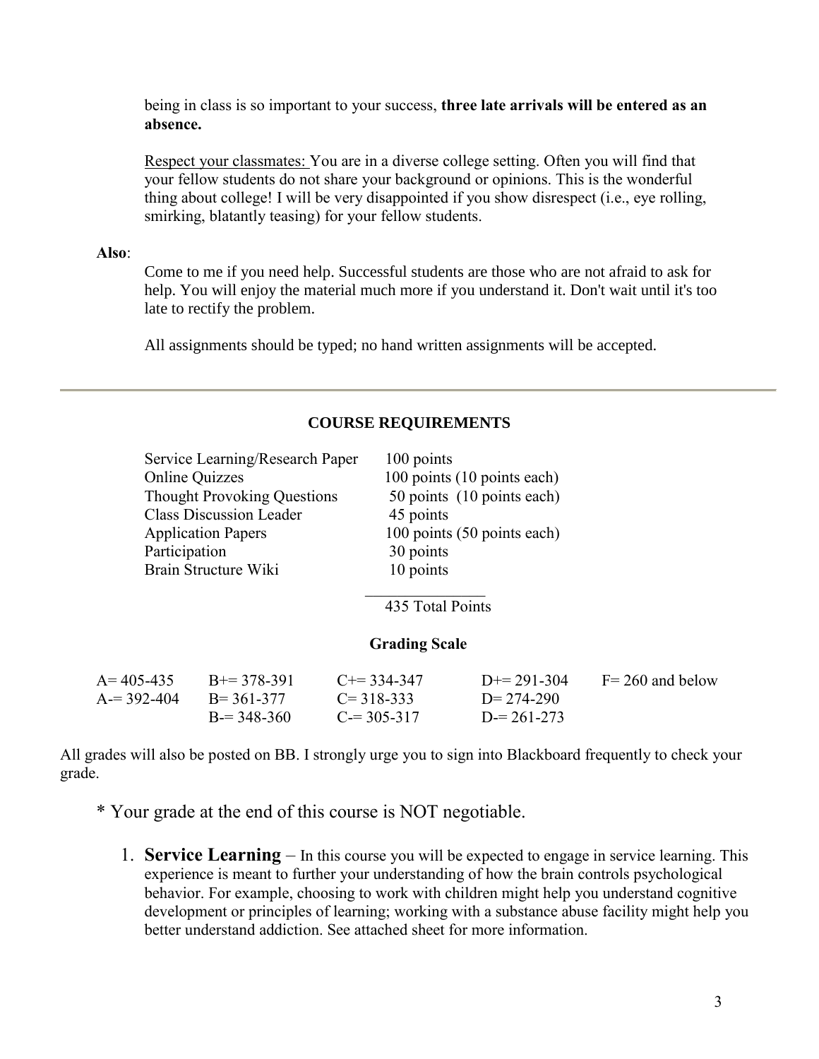being in class is so important to your success, **three late arrivals will be entered as an absence.**

Respect your classmates: You are in a diverse college setting. Often you will find that your fellow students do not share your background or opinions. This is the wonderful thing about college! I will be very disappointed if you show disrespect (i.e., eye rolling, smirking, blatantly teasing) for your fellow students.

**Also**:

Come to me if you need help. Successful students are those who are not afraid to ask for help. You will enjoy the material much more if you understand it. Don't wait until it's too late to rectify the problem.

All assignments should be typed; no hand written assignments will be accepted.

---

**COURSE REQUIREMENTS**

| Requirement | Points |
|---|---|
| Service Learning/Research Paper | 100 points |
| Online Quizzes | 100 points (10 points each) |
| Thought Provoking Questions | 50 points (10 points each) |
| Class Discussion Leader | 45 points |
| Application Papers | 100 points (50 points each) |
| Participation | 30 points |
| Brain Structure Wiki | 10 points |
| | 435 Total Points |

**Grading Scale**

| | | | | |
|---|---|---|---|---|
| A= 405-435 | B+= 378-391 | C+= 334-347 | D+= 291-304 | F= 260 and below |
| A-= 392-404 | B= 361-377 | C= 318-333 | D= 274-290 | |
| | B-= 348-360 | C-= 305-317 | D-= 261-273 | |

All grades will also be posted on BB. I strongly urge you to sign into Blackboard frequently to check your grade.

* Your grade at the end of this course is NOT negotiable.

1. **Service Learning** – In this course you will be expected to engage in service learning. This experience is meant to further your understanding of how the brain controls psychological behavior. For example, choosing to work with children might help you understand cognitive development or principles of learning; working with a substance abuse facility might help you better understand addiction. See attached sheet for more information.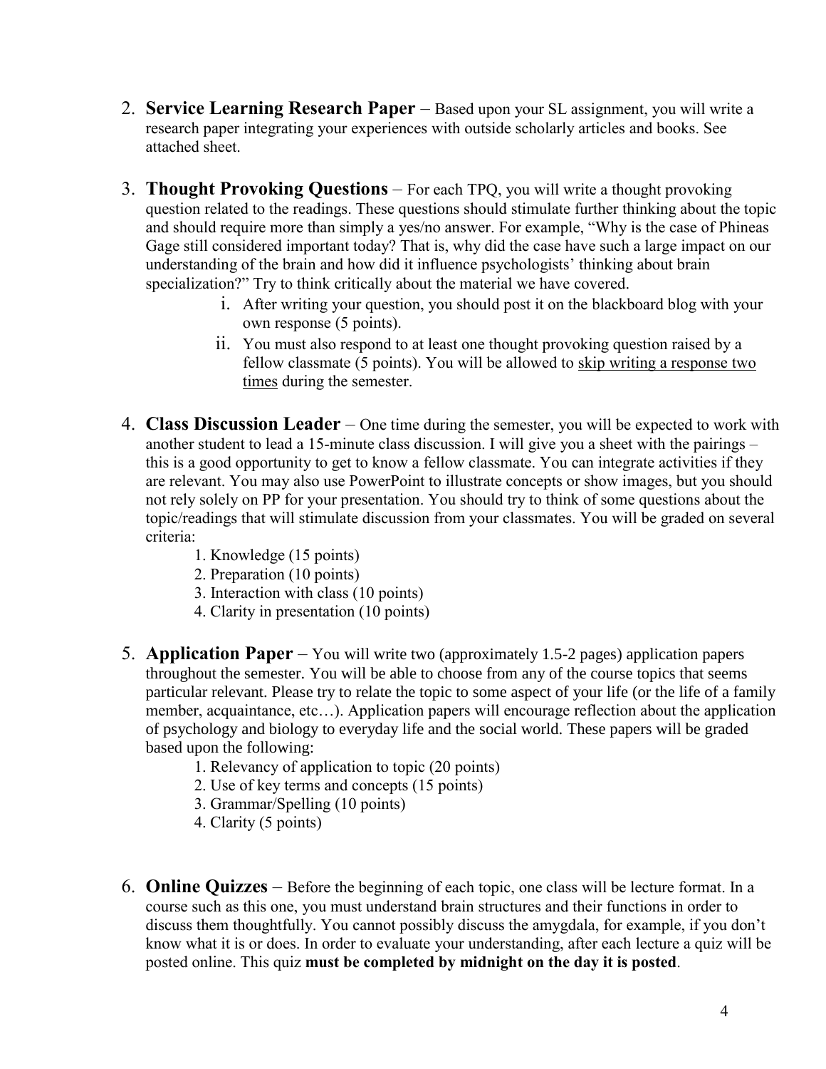2. **Service Learning Research Paper** – Based upon your SL assignment, you will write a research paper integrating your experiences with outside scholarly articles and books. See attached sheet.

3. **Thought Provoking Questions** – For each TPQ, you will write a thought provoking question related to the readings. These questions should stimulate further thinking about the topic and should require more than simply a yes/no answer. For example, "Why is the case of Phineas Gage still considered important today? That is, why did the case have such a large impact on our understanding of the brain and how did it influence psychologists' thinking about brain specialization?" Try to think critically about the material we have covered.
   i. After writing your question, you should post it on the blackboard blog with your own response (5 points).
   ii. You must also respond to at least one thought provoking question raised by a fellow classmate (5 points). You will be allowed to <u>skip writing a response two times</u> during the semester.

4. **Class Discussion Leader** – One time during the semester, you will be expected to work with another student to lead a 15-minute class discussion. I will give you a sheet with the pairings – this is a good opportunity to get to know a fellow classmate. You can integrate activities if they are relevant. You may also use PowerPoint to illustrate concepts or show images, but you should not rely solely on PP for your presentation. You should try to think of some questions about the topic/readings that will stimulate discussion from your classmates. You will be graded on several criteria:
   1. Knowledge (15 points)
   2. Preparation (10 points)
   3. Interaction with class (10 points)
   4. Clarity in presentation (10 points)

5. **Application Paper** – You will write two (approximately 1.5-2 pages) application papers throughout the semester. You will be able to choose from any of the course topics that seems particular relevant. Please try to relate the topic to some aspect of your life (or the life of a family member, acquaintance, etc…). Application papers will encourage reflection about the application of psychology and biology to everyday life and the social world. These papers will be graded based upon the following:
   1. Relevancy of application to topic (20 points)
   2. Use of key terms and concepts (15 points)
   3. Grammar/Spelling (10 points)
   4. Clarity (5 points)

6. **Online Quizzes** – Before the beginning of each topic, one class will be lecture format. In a course such as this one, you must understand brain structures and their functions in order to discuss them thoughtfully. You cannot possibly discuss the amygdala, for example, if you don't know what it is or does. In order to evaluate your understanding, after each lecture a quiz will be posted online. This quiz **must be completed by midnight on the day it is posted**.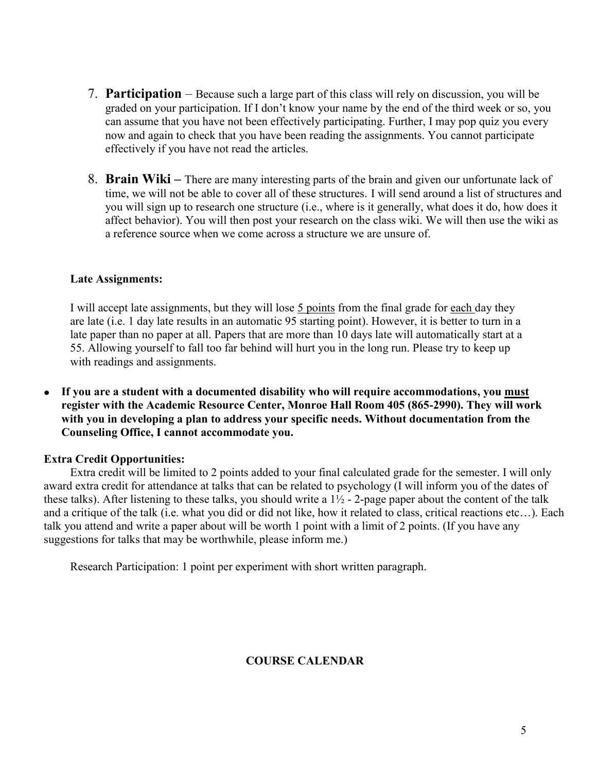7. **Participation** – Because such a large part of this class will rely on discussion, you will be graded on your participation. If I don't know your name by the end of the third week or so, you can assume that you have not been effectively participating. Further, I may pop quiz you every now and again to check that you have been reading the assignments. You cannot participate effectively if you have not read the articles.

8. **Brain Wiki** – There are many interesting parts of the brain and given our unfortunate lack of time, we will not be able to cover all of these structures. I will send around a list of structures and you will sign up to research one structure (i.e., where is it generally, what does it do, how does it affect behavior). You will then post your research on the class wiki. We will then use the wiki as a reference source when we come across a structure we are unsure of.

**Late Assignments:**

I will accept late assignments, but they will lose <u>5 points</u> from the final grade for <u>each</u> day they are late (i.e. 1 day late results in an automatic 95 starting point). However, it is better to turn in a late paper than no paper at all. Papers that are more than 10 days late will automatically start at a 55. Allowing yourself to fall too far behind will hurt you in the long run. Please try to keep up with readings and assignments.

- **If you are a student with a documented disability who will require accommodations, you <u>must</u> register with the Academic Resource Center, Monroe Hall Room 405 (865-2990). They will work with you in developing a plan to address your specific needs. Without documentation from the Counseling Office, I cannot accommodate you.**

**Extra Credit Opportunities:**

Extra credit will be limited to 2 points added to your final calculated grade for the semester. I will only award extra credit for attendance at talks that can be related to psychology (I will inform you of the dates of these talks). After listening to these talks, you should write a 1½ - 2-page paper about the content of the talk and a critique of the talk (i.e. what you did or did not like, how it related to class, critical reactions etc…). Each talk you attend and write a paper about will be worth 1 point with a limit of 2 points. (If you have any suggestions for talks that may be worthwhile, please inform me.)

Research Participation: 1 point per experiment with short written paragraph.

**COURSE CALENDAR**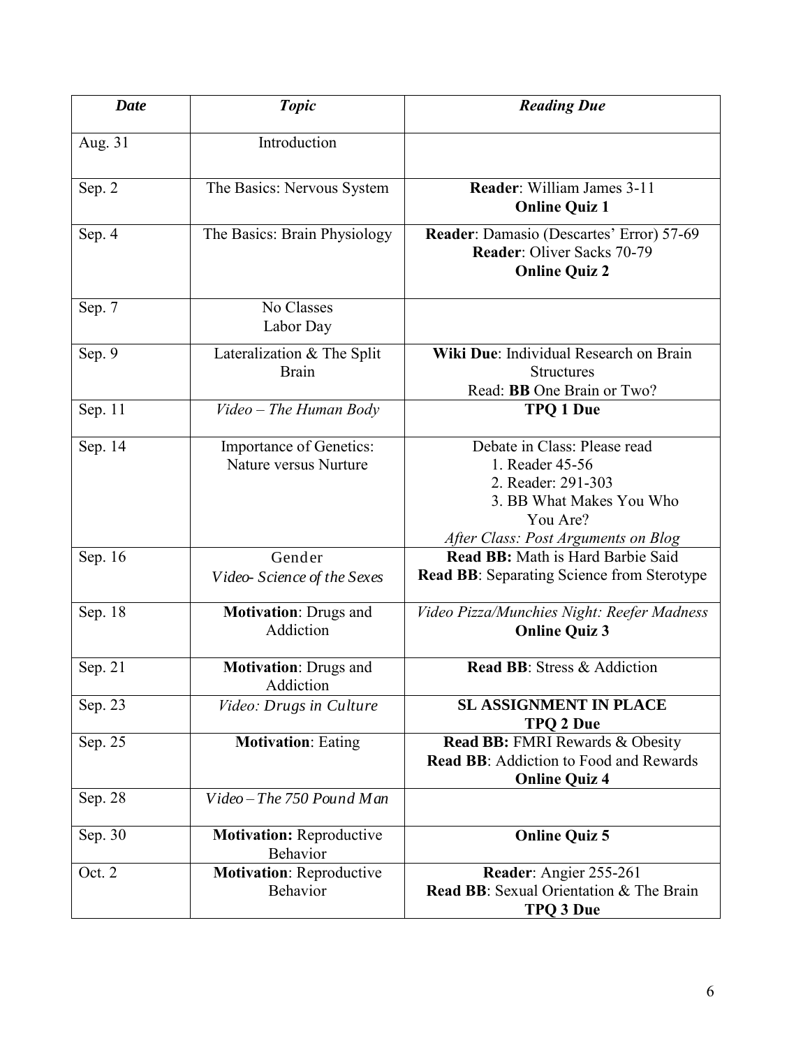| ***Date*** | ***Topic*** | ***Reading Due*** |
|---|---|---|
| Aug. 31 | Introduction | |
| Sep. 2 | The Basics: Nervous System | **Reader**: William James 3-11<br>**Online Quiz 1** |
| Sep. 4 | The Basics: Brain Physiology | **Reader**: Damasio (Descartes' Error) 57-69<br>**Reader**: Oliver Sacks 70-79<br>**Online Quiz 2** |
| Sep. 7 | No Classes<br>Labor Day | |
| Sep. 9 | Lateralization & The Split Brain | **Wiki Due**: Individual Research on Brain Structures<br>Read: **BB** One Brain or Two? |
| Sep. 11 | *Video – The Human Body* | **TPQ 1 Due** |
| Sep. 14 | Importance of Genetics: Nature versus Nurture | Debate in Class: Please read<br>1. Reader 45-56<br>2. Reader: 291-303<br>3. BB What Makes You Who You Are?<br>*After Class: Post Arguments on Blog* |
| Sep. 16 | Gender<br>*Video- Science of the Sexes* | **Read BB:** Math is Hard Barbie Said<br>**Read BB**: Separating Science from Sterotype |
| Sep. 18 | **Motivation**: Drugs and Addiction | *Video Pizza/Munchies Night: Reefer Madness*<br>**Online Quiz 3** |
| Sep. 21 | **Motivation**: Drugs and Addiction | **Read BB**: Stress & Addiction |
| Sep. 23 | *Video: Drugs in Culture* | **SL ASSIGNMENT IN PLACE**<br>**TPQ 2 Due** |
| Sep. 25 | **Motivation**: Eating | **Read BB:** FMRI Rewards & Obesity<br>**Read BB**: Addiction to Food and Rewards<br>**Online Quiz 4** |
| Sep. 28 | *Video – The 750 Pound Man* | |
| Sep. 30 | **Motivation:** Reproductive Behavior | **Online Quiz 5** |
| Oct. 2 | **Motivation**: Reproductive Behavior | **Reader**: Angier 255-261<br>**Read BB**: Sexual Orientation & The Brain<br>**TPQ 3 Due** |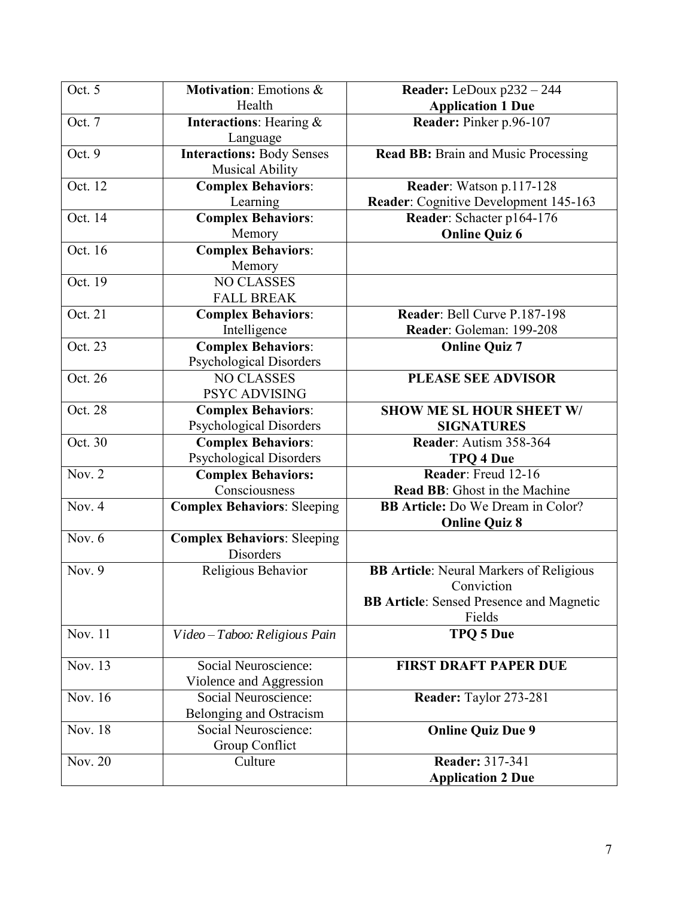| Oct. 5 | **Motivation**: Emotions & Health | **Reader:** LeDoux p232 – 244<br>**Application 1 Due** |
|---|---|---|
| Oct. 7 | **Interactions**: Hearing & Language | **Reader:** Pinker p.96-107 |
| Oct. 9 | **Interactions:** Body Senses Musical Ability | **Read BB:** Brain and Music Processing |
| Oct. 12 | **Complex Behaviors**: Learning | **Reader**: Watson p.117-128<br>**Reader**: Cognitive Development 145-163 |
| Oct. 14 | **Complex Behaviors**: Memory | **Reader**: Schacter p164-176<br>**Online Quiz 6** |
| Oct. 16 | **Complex Behaviors**: Memory | |
| Oct. 19 | NO CLASSES FALL BREAK | |
| Oct. 21 | **Complex Behaviors**: Intelligence | **Reader**: Bell Curve P.187-198<br>**Reader**: Goleman: 199-208 |
| Oct. 23 | **Complex Behaviors**: Psychological Disorders | **Online Quiz 7** |
| Oct. 26 | NO CLASSES PSYC ADVISING | **PLEASE SEE ADVISOR** |
| Oct. 28 | **Complex Behaviors**: Psychological Disorders | **SHOW ME SL HOUR SHEET W/ SIGNATURES** |
| Oct. 30 | **Complex Behaviors**: Psychological Disorders | **Reader**: Autism 358-364<br>**TPQ 4 Due** |
| Nov. 2 | **Complex Behaviors:** Consciousness | **Reader**: Freud 12-16<br>**Read BB**: Ghost in the Machine |
| Nov. 4 | **Complex Behaviors**: Sleeping | **BB Article:** Do We Dream in Color?<br>**Online Quiz 8** |
| Nov. 6 | **Complex Behaviors**: Sleeping Disorders | |
| Nov. 9 | Religious Behavior | **BB Article**: Neural Markers of Religious Conviction<br>**BB Article**: Sensed Presence and Magnetic Fields |
| Nov. 11 | *Video – Taboo: Religious Pain* | **TPQ 5 Due** |
| Nov. 13 | Social Neuroscience: Violence and Aggression | **FIRST DRAFT PAPER DUE** |
| Nov. 16 | Social Neuroscience: Belonging and Ostracism | **Reader:** Taylor 273-281 |
| Nov. 18 | Social Neuroscience: Group Conflict | **Online Quiz Due 9** |
| Nov. 20 | Culture | **Reader:** 317-341<br>**Application 2 Due** |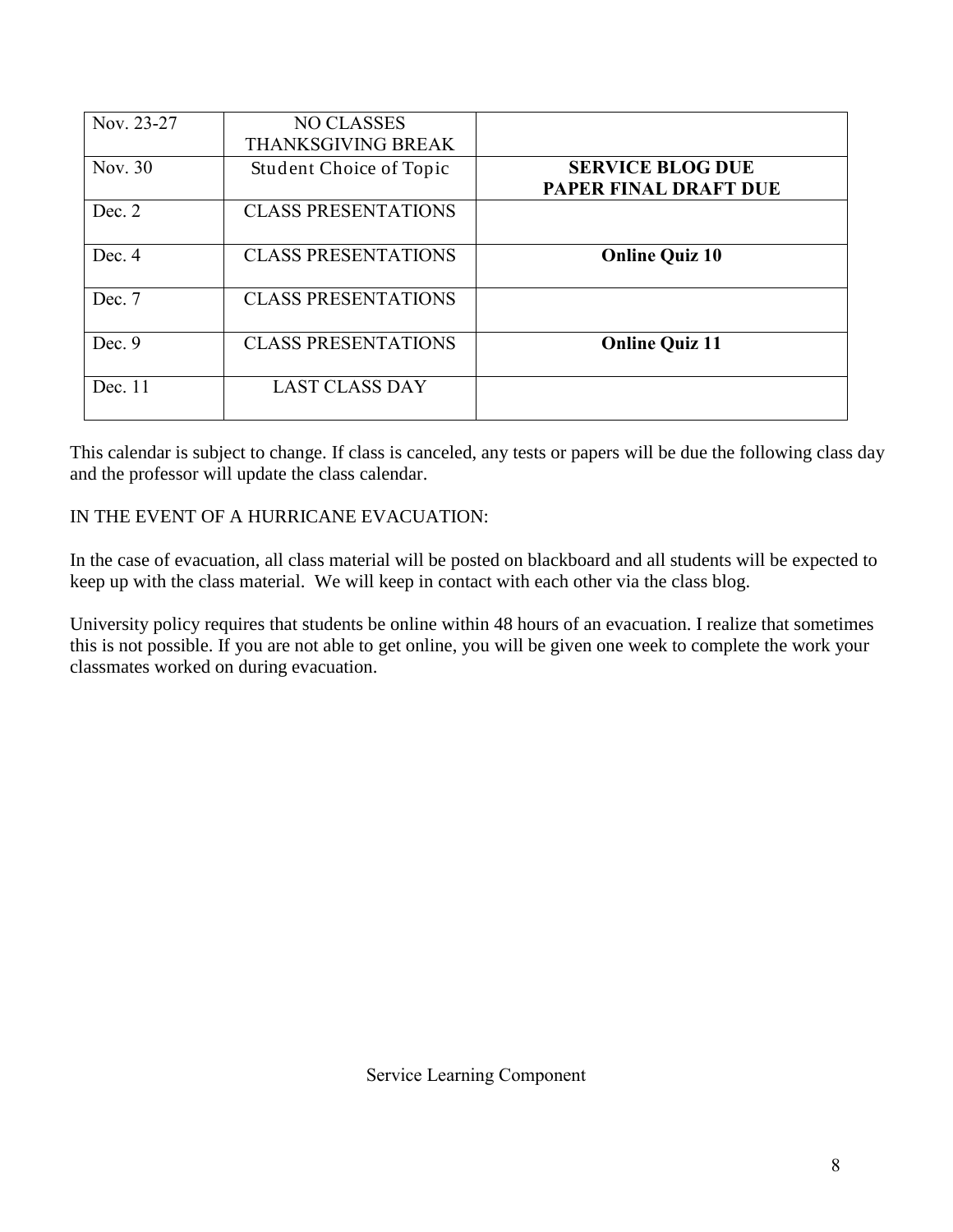| Nov. 23-27 | NO CLASSES THANKSGIVING BREAK | |
|---|---|---|
| Nov. 30 | Student Choice of Topic | **SERVICE BLOG DUE PAPER FINAL DRAFT DUE** |
| Dec. 2 | CLASS PRESENTATIONS | |
| Dec. 4 | CLASS PRESENTATIONS | **Online Quiz 10** |
| Dec. 7 | CLASS PRESENTATIONS | |
| Dec. 9 | CLASS PRESENTATIONS | **Online Quiz 11** |
| Dec. 11 | LAST CLASS DAY | |

This calendar is subject to change. If class is canceled, any tests or papers will be due the following class day and the professor will update the class calendar.

IN THE EVENT OF A HURRICANE EVACUATION:

In the case of evacuation, all class material will be posted on blackboard and all students will be expected to keep up with the class material. We will keep in contact with each other via the class blog.

University policy requires that students be online within 48 hours of an evacuation. I realize that sometimes this is not possible. If you are not able to get online, you will be given one week to complete the work your classmates worked on during evacuation.

Service Learning Component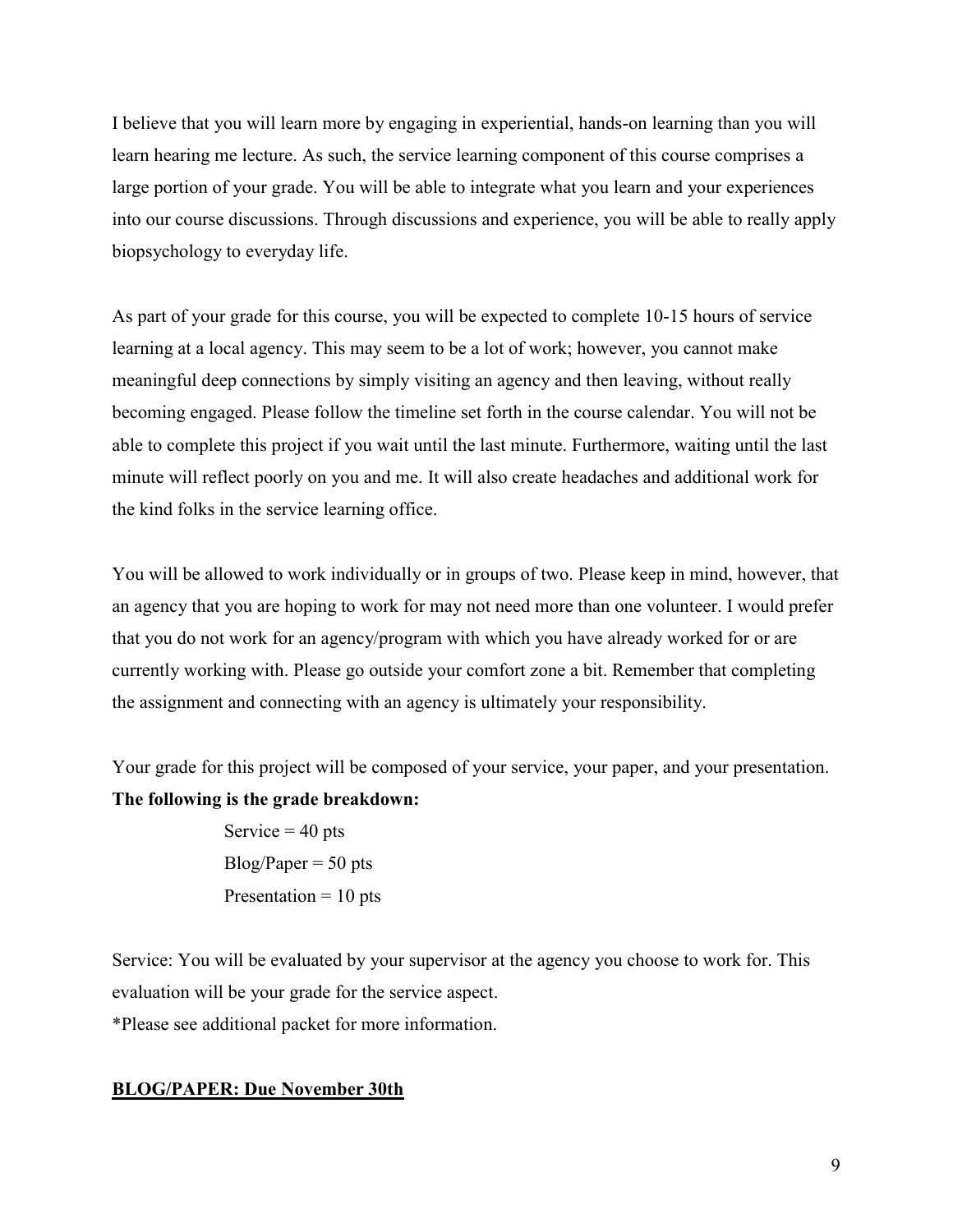I believe that you will learn more by engaging in experiential, hands-on learning than you will learn hearing me lecture. As such, the service learning component of this course comprises a large portion of your grade. You will be able to integrate what you learn and your experiences into our course discussions. Through discussions and experience, you will be able to really apply biopsychology to everyday life.

As part of your grade for this course, you will be expected to complete 10-15 hours of service learning at a local agency. This may seem to be a lot of work; however, you cannot make meaningful deep connections by simply visiting an agency and then leaving, without really becoming engaged. Please follow the timeline set forth in the course calendar. You will not be able to complete this project if you wait until the last minute. Furthermore, waiting until the last minute will reflect poorly on you and me. It will also create headaches and additional work for the kind folks in the service learning office.

You will be allowed to work individually or in groups of two. Please keep in mind, however, that an agency that you are hoping to work for may not need more than one volunteer. I would prefer that you do not work for an agency/program with which you have already worked for or are currently working with. Please go outside your comfort zone a bit. Remember that completing the assignment and connecting with an agency is ultimately your responsibility.

Your grade for this project will be composed of your service, your paper, and your presentation.
**The following is the grade breakdown:**

Service = 40 pts
Blog/Paper = 50 pts
Presentation = 10 pts

Service: You will be evaluated by your supervisor at the agency you choose to work for. This evaluation will be your grade for the service aspect.
*Please see additional packet for more information.

**BLOG/PAPER: Due November 30th**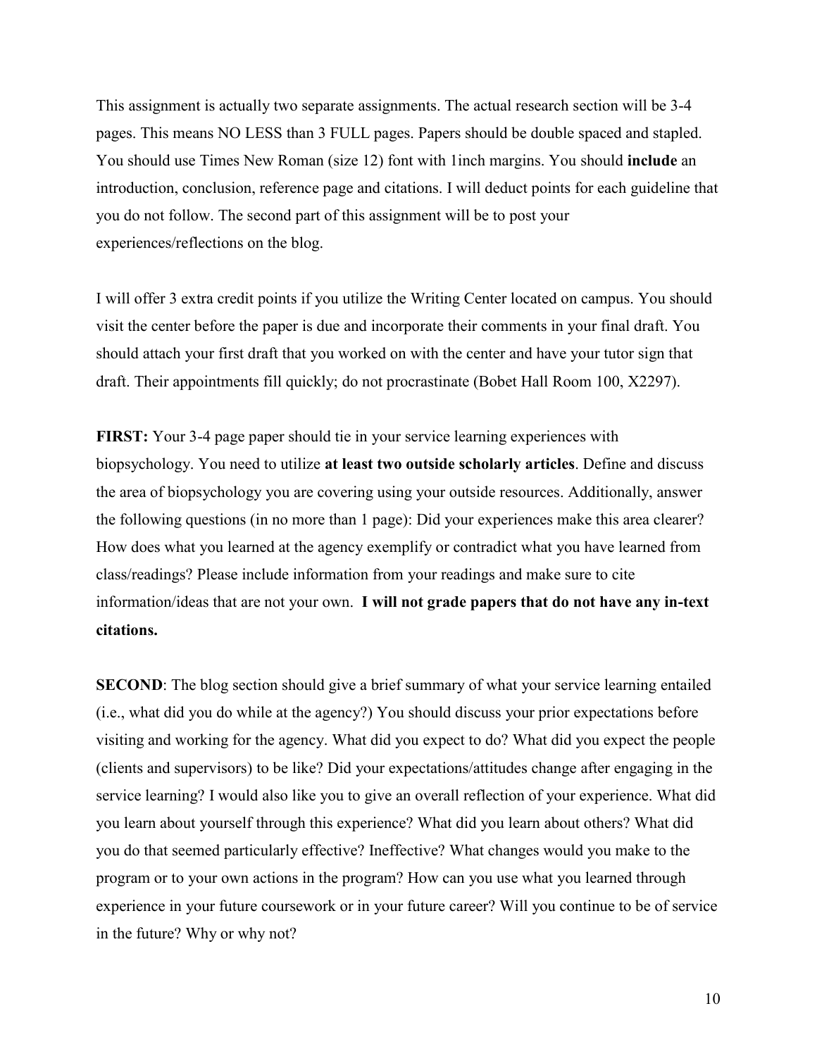This assignment is actually two separate assignments. The actual research section will be 3-4 pages. This means NO LESS than 3 FULL pages. Papers should be double spaced and stapled. You should use Times New Roman (size 12) font with 1inch margins. You should **include** an introduction, conclusion, reference page and citations. I will deduct points for each guideline that you do not follow. The second part of this assignment will be to post your experiences/reflections on the blog.

I will offer 3 extra credit points if you utilize the Writing Center located on campus. You should visit the center before the paper is due and incorporate their comments in your final draft. You should attach your first draft that you worked on with the center and have your tutor sign that draft. Their appointments fill quickly; do not procrastinate (Bobet Hall Room 100, X2297).

**FIRST:** Your 3-4 page paper should tie in your service learning experiences with biopsychology. You need to utilize **at least two outside scholarly articles**. Define and discuss the area of biopsychology you are covering using your outside resources. Additionally, answer the following questions (in no more than 1 page): Did your experiences make this area clearer? How does what you learned at the agency exemplify or contradict what you have learned from class/readings? Please include information from your readings and make sure to cite information/ideas that are not your own. **I will not grade papers that do not have any in-text citations.**

**SECOND**: The blog section should give a brief summary of what your service learning entailed (i.e., what did you do while at the agency?) You should discuss your prior expectations before visiting and working for the agency. What did you expect to do? What did you expect the people (clients and supervisors) to be like? Did your expectations/attitudes change after engaging in the service learning? I would also like you to give an overall reflection of your experience. What did you learn about yourself through this experience? What did you learn about others? What did you do that seemed particularly effective? Ineffective? What changes would you make to the program or to your own actions in the program? How can you use what you learned through experience in your future coursework or in your future career? Will you continue to be of service in the future? Why or why not?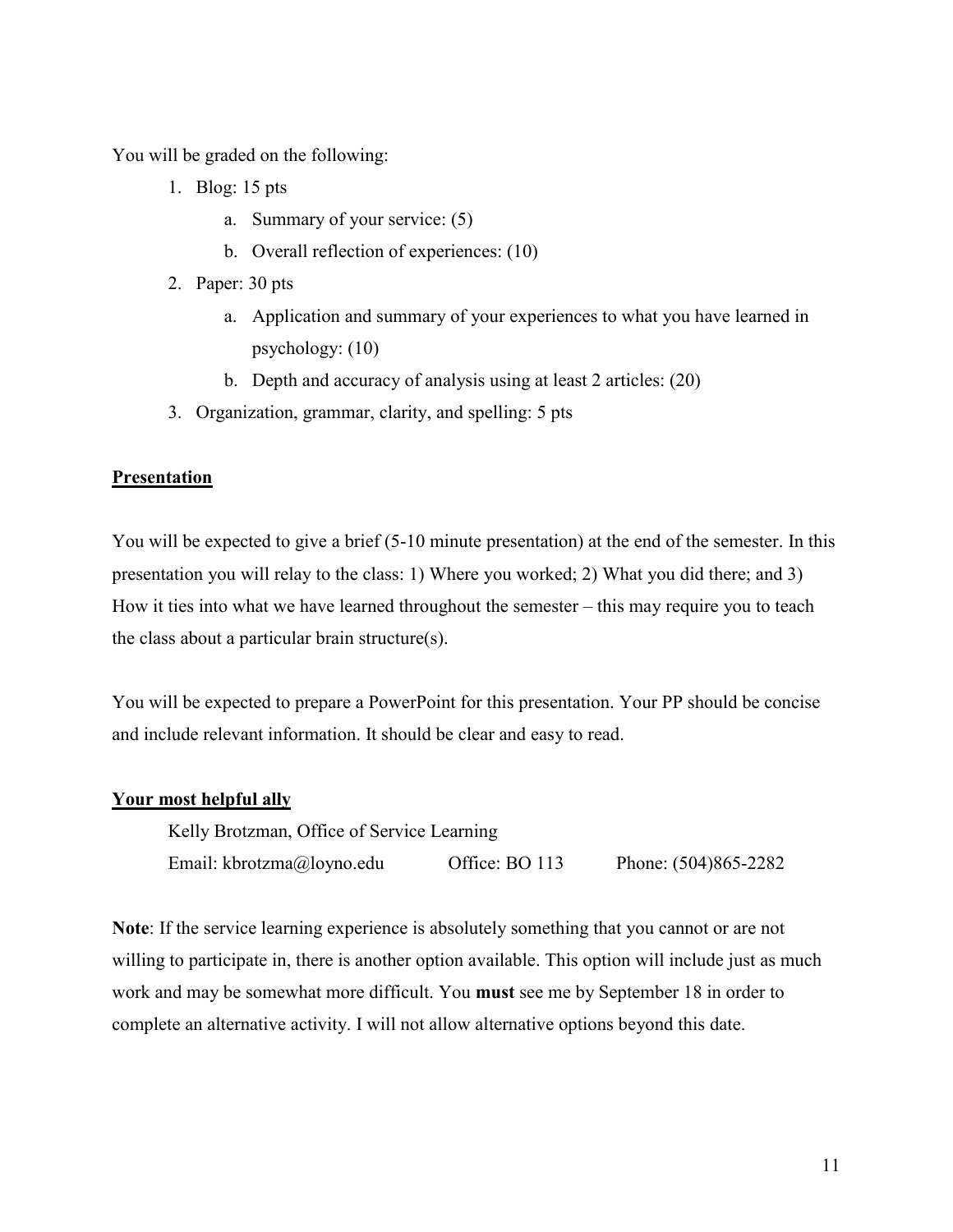You will be graded on the following:

1. Blog: 15 pts
   a. Summary of your service: (5)
   b. Overall reflection of experiences: (10)
2. Paper: 30 pts
   a. Application and summary of your experiences to what you have learned in psychology: (10)
   b. Depth and accuracy of analysis using at least 2 articles: (20)
3. Organization, grammar, clarity, and spelling: 5 pts

<u>**Presentation**</u>

You will be expected to give a brief (5-10 minute presentation) at the end of the semester. In this presentation you will relay to the class: 1) Where you worked; 2) What you did there; and 3) How it ties into what we have learned throughout the semester – this may require you to teach the class about a particular brain structure(s).

You will be expected to prepare a PowerPoint for this presentation. Your PP should be concise and include relevant information. It should be clear and easy to read.

<u>**Your most helpful ally**</u>

Kelly Brotzman, Office of Service Learning
Email: kbrotzma@loyno.edu Office: BO 113 Phone: (504)865-2282

**Note**: If the service learning experience is absolutely something that you cannot or are not willing to participate in, there is another option available. This option will include just as much work and may be somewhat more difficult. You **must** see me by September 18 in order to complete an alternative activity. I will not allow alternative options beyond this date.